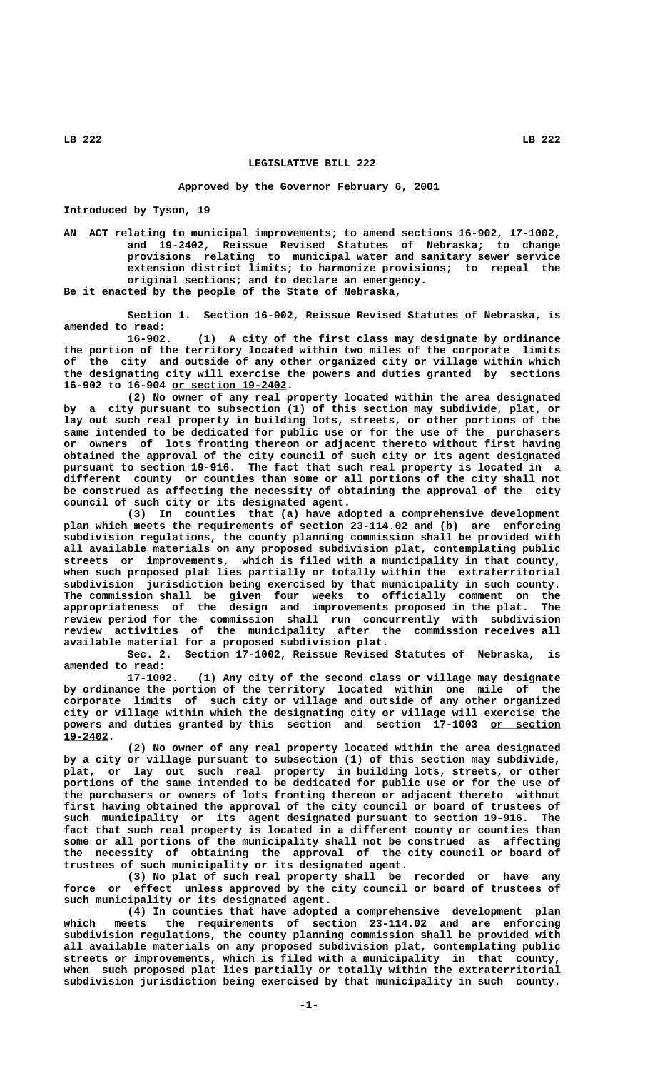# LEGISLATIVE BILL 222

### Approved by the Governor February 6, 2001

Introduced by Tyson, 19

AN ACT relating to municipal improvements; to amend sections 16-902, 17-1002, and 19-2402, Reissue Revised Statutes of Nebraska; to change provisions relating to municipal water and sanitary sewer service extension district limits; to harmonize provisions; to repeal the original sections; and to declare an emergency.

Be it enacted by the people of the State of Nebraska,

Section 1. Section 16-902, Reissue Revised Statutes of Nebraska, is amended to read:

16-902. (1) A city of the first class may designate by ordinance the portion of the territory located within two miles of the corporate limits of the city and outside of any other organized city or village within which the designating city will exercise the powers and duties granted by sections 16-902 to 16-904 or section 19-2402.

(2) No owner of any real property located within the area designated by a city pursuant to subsection (1) of this section may subdivide, plat, or lay out such real property in building lots, streets, or other portions of the same intended to be dedicated for public use or for the use of the purchasers or owners of lots fronting thereon or adjacent thereto without first having obtained the approval of the city council of such city or its agent designated pursuant to section 19-916. The fact that such real property is located in a different county or counties than some or all portions of the city shall not be construed as affecting the necessity of obtaining the approval of the city council of such city or its designated agent.

(3) In counties that (a) have adopted a comprehensive development plan which meets the requirements of section 23-114.02 and (b) are enforcing subdivision regulations, the county planning commission shall be provided with all available materials on any proposed subdivision plat, contemplating public streets or improvements, which is filed with a municipality in that county, when such proposed plat lies partially or totally within the extraterritorial subdivision jurisdiction being exercised by that municipality in such county. The commission shall be given four weeks to officially comment on the appropriateness of the design and improvements proposed in the plat. The review period for the commission shall run concurrently with subdivision review activities of the municipality after the commission receives all available material for a proposed subdivision plat.

Sec. 2. Section 17-1002, Reissue Revised Statutes of Nebraska, is amended to read:

17-1002. (1) Any city of the second class or village may designate by ordinance the portion of the territory located within one mile of the corporate limits of such city or village and outside of any other organized city or village within which the designating city or village will exercise the powers and duties granted by this section and section 17-1003 or section 19-2402.

(2) No owner of any real property located within the area designated by a city or village pursuant to subsection (1) of this section may subdivide, plat, or lay out such real property in building lots, streets, or other portions of the same intended to be dedicated for public use or for the use of the purchasers or owners of lots fronting thereon or adjacent thereto without first having obtained the approval of the city council or board of trustees of such municipality or its agent designated pursuant to section 19-916. The fact that such real property is located in a different county or counties than some or all portions of the municipality shall not be construed as affecting the necessity of obtaining the approval of the city council or board of trustees of such municipality or its designated agent.

(3) No plat of such real property shall be recorded or have any force or effect unless approved by the city council or board of trustees of such municipality or its designated agent.

(4) In counties that have adopted a comprehensive development plan which meets the requirements of section 23-114.02 and are enforcing subdivision regulations, the county planning commission shall be provided with all available materials on any proposed subdivision plat, contemplating public streets or improvements, which is filed with a municipality in that county, when such proposed plat lies partially or totally within the extraterritorial subdivision jurisdiction being exercised by that municipality in such county.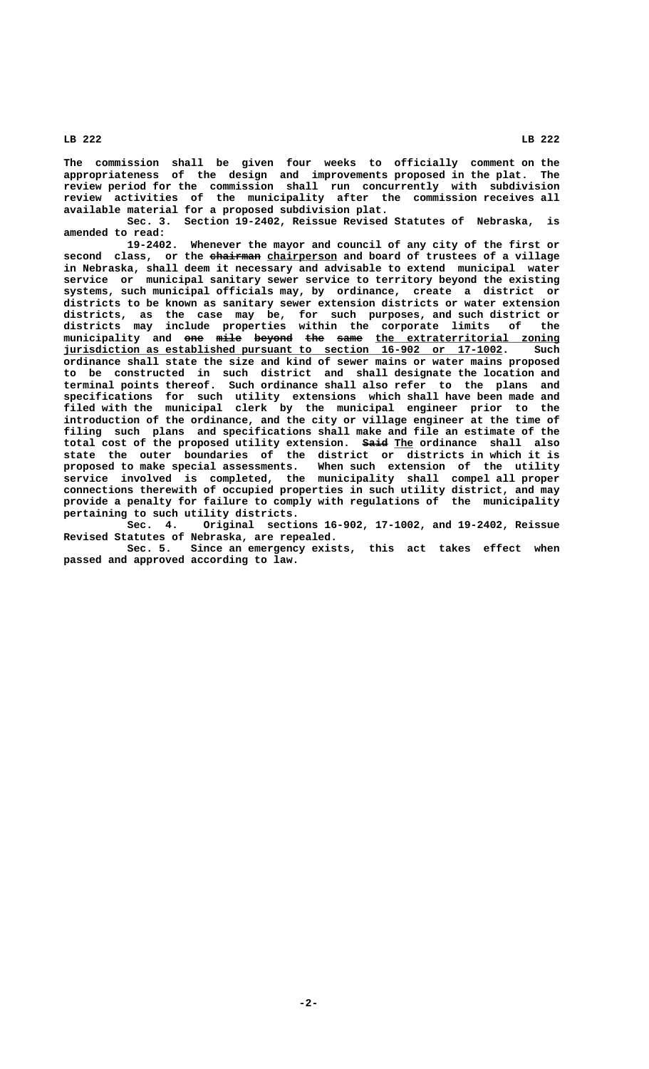The commission shall be given four weeks to officially comment on the appropriateness of the design and improvements proposed in the plat. The review period for the commission shall run concurrently with subdivision review activities of the municipality after the commission receives all available material for a proposed subdivision plat.

Sec. 3. Section 19-2402, Reissue Revised Statutes of Nebraska, is amended to read:

19-2402. Whenever the mayor and council of any city of the first or second class, or the ~~chairman~~ chairperson and board of trustees of a village in Nebraska, shall deem it necessary and advisable to extend municipal water service or municipal sanitary sewer service to territory beyond the existing systems, such municipal officials may, by ordinance, create a district or districts to be known as sanitary sewer extension districts or water extension districts, as the case may be, for such purposes, and such district or districts may include properties within the corporate limits of the municipality and ~~one mile beyond the same~~ the extraterritorial zoning jurisdiction as established pursuant to section 16-902 or 17-1002. Such ordinance shall state the size and kind of sewer mains or water mains proposed to be constructed in such district and shall designate the location and terminal points thereof. Such ordinance shall also refer to the plans and specifications for such utility extensions which shall have been made and filed with the municipal clerk by the municipal engineer prior to the introduction of the ordinance, and the city or village engineer at the time of filing such plans and specifications shall make and file an estimate of the total cost of the proposed utility extension. ~~Said~~ The ordinance shall also state the outer boundaries of the district or districts in which it is proposed to make special assessments. When such extension of the utility service involved is completed, the municipality shall compel all proper connections therewith of occupied properties in such utility district, and may provide a penalty for failure to comply with regulations of the municipality pertaining to such utility districts.

Sec. 4. Original sections 16-902, 17-1002, and 19-2402, Reissue Revised Statutes of Nebraska, are repealed.

Sec. 5. Since an emergency exists, this act takes effect when passed and approved according to law.